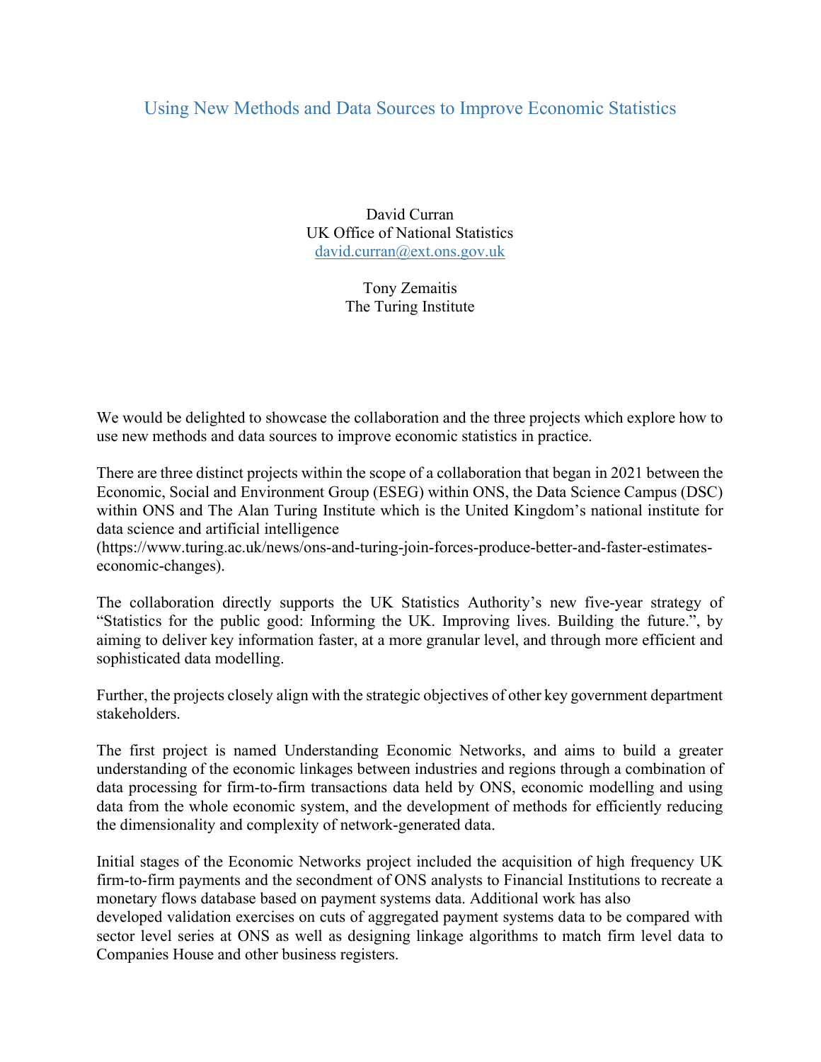# Using New Methods and Data Sources to Improve Economic Statistics

David Curran
UK Office of National Statistics
david.curran@ext.ons.gov.uk

Tony Zemaitis
The Turing Institute

We would be delighted to showcase the collaboration and the three projects which explore how to use new methods and data sources to improve economic statistics in practice.

There are three distinct projects within the scope of a collaboration that began in 2021 between the Economic, Social and Environment Group (ESEG) within ONS, the Data Science Campus (DSC) within ONS and The Alan Turing Institute which is the United Kingdom's national institute for data science and artificial intelligence (https://www.turing.ac.uk/news/ons-and-turing-join-forces-produce-better-and-faster-estimates-economic-changes).

The collaboration directly supports the UK Statistics Authority's new five-year strategy of "Statistics for the public good: Informing the UK. Improving lives. Building the future.", by aiming to deliver key information faster, at a more granular level, and through more efficient and sophisticated data modelling.

Further, the projects closely align with the strategic objectives of other key government department stakeholders.

The first project is named Understanding Economic Networks, and aims to build a greater understanding of the economic linkages between industries and regions through a combination of data processing for firm-to-firm transactions data held by ONS, economic modelling and using data from the whole economic system, and the development of methods for efficiently reducing the dimensionality and complexity of network-generated data.

Initial stages of the Economic Networks project included the acquisition of high frequency UK firm-to-firm payments and the secondment of ONS analysts to Financial Institutions to recreate a monetary flows database based on payment systems data. Additional work has also developed validation exercises on cuts of aggregated payment systems data to be compared with sector level series at ONS as well as designing linkage algorithms to match firm level data to Companies House and other business registers.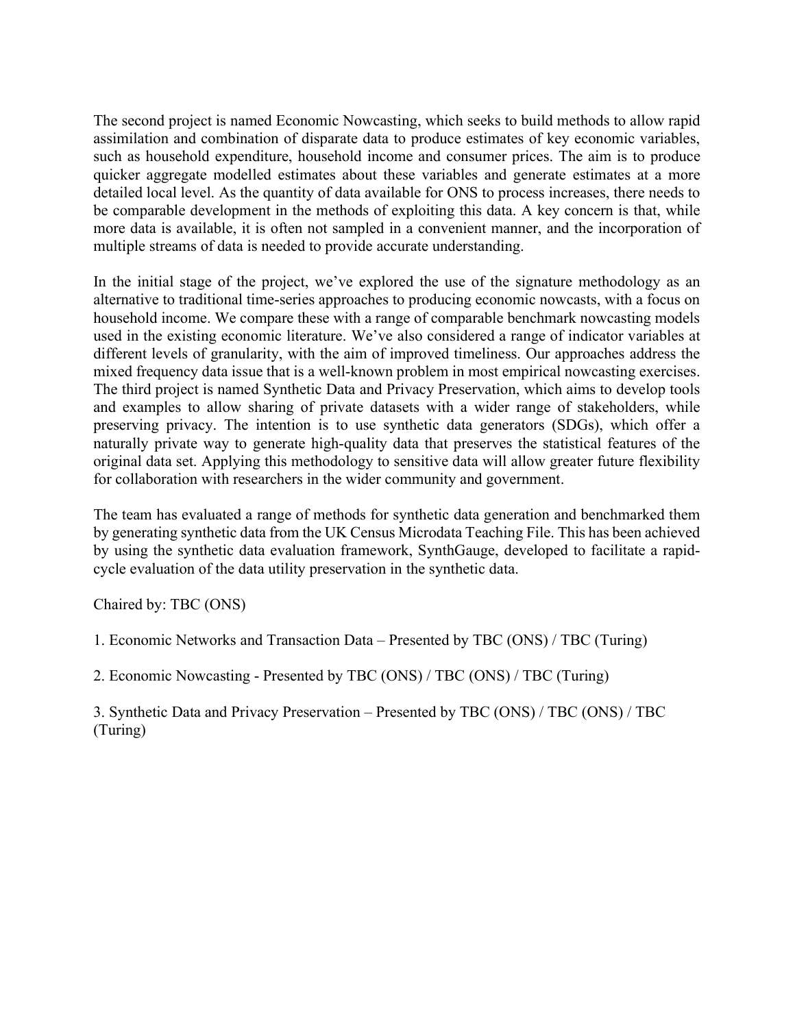The second project is named Economic Nowcasting, which seeks to build methods to allow rapid assimilation and combination of disparate data to produce estimates of key economic variables, such as household expenditure, household income and consumer prices. The aim is to produce quicker aggregate modelled estimates about these variables and generate estimates at a more detailed local level. As the quantity of data available for ONS to process increases, there needs to be comparable development in the methods of exploiting this data. A key concern is that, while more data is available, it is often not sampled in a convenient manner, and the incorporation of multiple streams of data is needed to provide accurate understanding.

In the initial stage of the project, we've explored the use of the signature methodology as an alternative to traditional time-series approaches to producing economic nowcasts, with a focus on household income. We compare these with a range of comparable benchmark nowcasting models used in the existing economic literature. We've also considered a range of indicator variables at different levels of granularity, with the aim of improved timeliness. Our approaches address the mixed frequency data issue that is a well-known problem in most empirical nowcasting exercises. The third project is named Synthetic Data and Privacy Preservation, which aims to develop tools and examples to allow sharing of private datasets with a wider range of stakeholders, while preserving privacy. The intention is to use synthetic data generators (SDGs), which offer a naturally private way to generate high-quality data that preserves the statistical features of the original data set. Applying this methodology to sensitive data will allow greater future flexibility for collaboration with researchers in the wider community and government.

The team has evaluated a range of methods for synthetic data generation and benchmarked them by generating synthetic data from the UK Census Microdata Teaching File. This has been achieved by using the synthetic data evaluation framework, SynthGauge, developed to facilitate a rapid-cycle evaluation of the data utility preservation in the synthetic data.

Chaired by: TBC (ONS)

1. Economic Networks and Transaction Data – Presented by TBC (ONS) / TBC (Turing)

2. Economic Nowcasting - Presented by TBC (ONS) / TBC (ONS) / TBC (Turing)

3. Synthetic Data and Privacy Preservation – Presented by TBC (ONS) / TBC (ONS) / TBC (Turing)